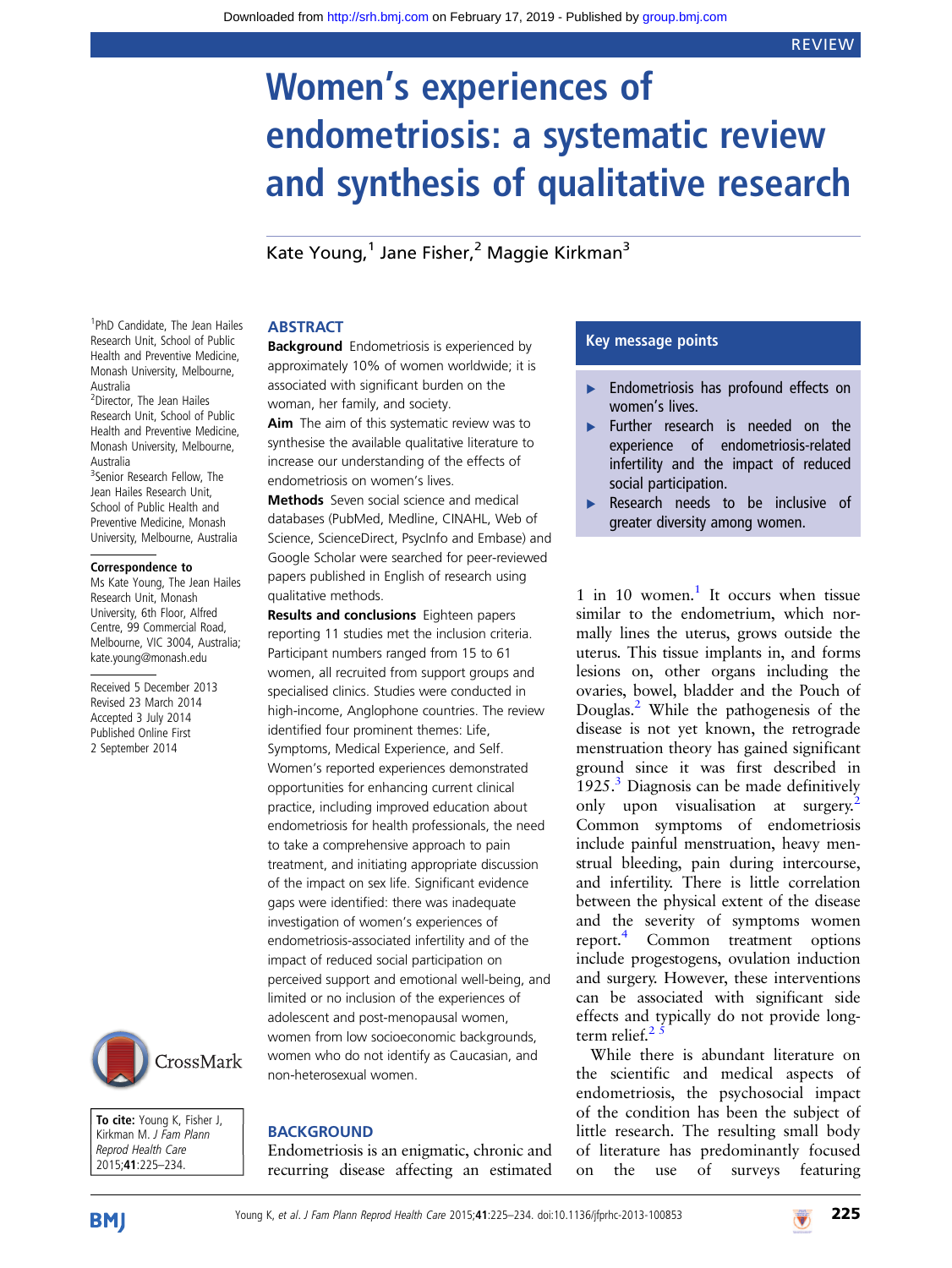# Women's experiences of endometriosis: a systematic review and synthesis of qualitative research

Kate Young,[1] Jane Fisher,[2] Maggie Kirkman[3]

[1]PhD Candidate, The Jean Hailes Research Unit, School of Public Health and Preventive Medicine, Monash University, Melbourne, Australia
[2]Director, The Jean Hailes Research Unit, School of Public Health and Preventive Medicine, Monash University, Melbourne, Australia
[3]Senior Research Fellow, The Jean Hailes Research Unit, School of Public Health and Preventive Medicine, Monash University, Melbourne, Australia

**Correspondence to**
Ms Kate Young, The Jean Hailes Research Unit, Monash University, 6th Floor, Alfred Centre, 99 Commercial Road, Melbourne, VIC 3004, Australia; kate.young@monash.edu

Received 5 December 2013
Revised 23 March 2014
Accepted 3 July 2014
Published Online First 2 September 2014

**To cite:** Young K, Fisher J, Kirkman M. *J Fam Plann Reprod Health Care* 2015;**41**:225–234.

## ABSTRACT

**Background** Endometriosis is experienced by approximately 10% of women worldwide; it is associated with significant burden on the woman, her family, and society.

**Aim** The aim of this systematic review was to synthesise the available qualitative literature to increase our understanding of the effects of endometriosis on women's lives.

**Methods** Seven social science and medical databases (PubMed, Medline, CINAHL, Web of Science, ScienceDirect, PsycInfo and Embase) and Google Scholar were searched for peer-reviewed papers published in English of research using qualitative methods.

**Results and conclusions** Eighteen papers reporting 11 studies met the inclusion criteria. Participant numbers ranged from 15 to 61 women, all recruited from support groups and specialised clinics. Studies were conducted in high-income, Anglophone countries. The review identified four prominent themes: Life, Symptoms, Medical Experience, and Self. Women's reported experiences demonstrated opportunities for enhancing current clinical practice, including improved education about endometriosis for health professionals, the need to take a comprehensive approach to pain treatment, and initiating appropriate discussion of the impact on sex life. Significant evidence gaps were identified: there was inadequate investigation of women's experiences of endometriosis-associated infertility and of the impact of reduced social participation on perceived support and emotional well-being, and limited or no inclusion of the experiences of adolescent and post-menopausal women, women from low socioeconomic backgrounds, women who do not identify as Caucasian, and non-heterosexual women.

### Key message points

- Endometriosis has profound effects on women's lives.
- Further research is needed on the experience of endometriosis-related infertility and the impact of reduced social participation.
- Research needs to be inclusive of greater diversity among women.

## BACKGROUND

Endometriosis is an enigmatic, chronic and recurring disease affecting an estimated 1 in 10 women.[1] It occurs when tissue similar to the endometrium, which normally lines the uterus, grows outside the uterus. This tissue implants in, and forms lesions on, other organs including the ovaries, bowel, bladder and the Pouch of Douglas.[2] While the pathogenesis of the disease is not yet known, the retrograde menstruation theory has gained significant ground since it was first described in 1925.[3] Diagnosis can be made definitively only upon visualisation at surgery.[2] Common symptoms of endometriosis include painful menstruation, heavy menstrual bleeding, pain during intercourse, and infertility. There is little correlation between the physical extent of the disease and the severity of symptoms women report.[4] Common treatment options include progestogens, ovulation induction and surgery. However, these interventions can be associated with significant side effects and typically do not provide long-term relief.[2 5]

While there is abundant literature on the scientific and medical aspects of endometriosis, the psychosocial impact of the condition has been the subject of little research. The resulting small body of literature has predominantly focused on the use of surveys featuring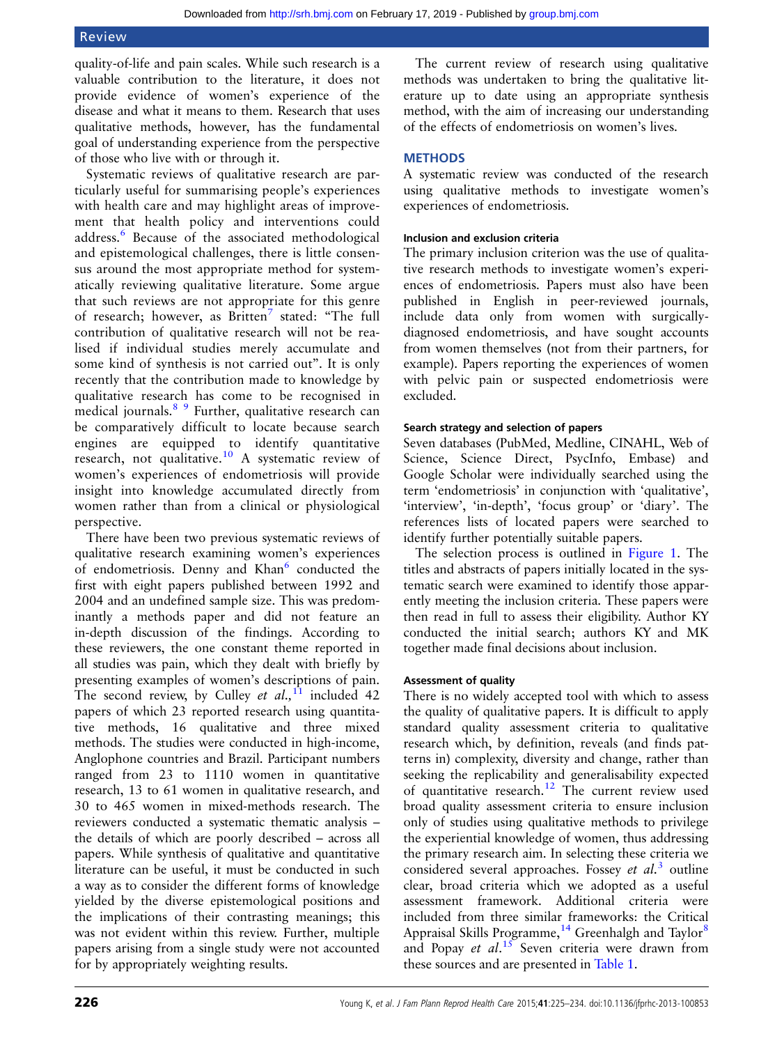quality-of-life and pain scales. While such research is a valuable contribution to the literature, it does not provide evidence of women's experience of the disease and what it means to them. Research that uses qualitative methods, however, has the fundamental goal of understanding experience from the perspective of those who live with or through it.

Systematic reviews of qualitative research are particularly useful for summarising people's experiences with health care and may highlight areas of improvement that health policy and interventions could address.[6] Because of the associated methodological and epistemological challenges, there is little consensus around the most appropriate method for systematically reviewing qualitative literature. Some argue that such reviews are not appropriate for this genre of research; however, as Britten[7] stated: "The full contribution of qualitative research will not be realised if individual studies merely accumulate and some kind of synthesis is not carried out". It is only recently that the contribution made to knowledge by qualitative research has come to be recognised in medical journals.[8 9] Further, qualitative research can be comparatively difficult to locate because search engines are equipped to identify quantitative research, not qualitative.[10] A systematic review of women's experiences of endometriosis will provide insight into knowledge accumulated directly from women rather than from a clinical or physiological perspective.

There have been two previous systematic reviews of qualitative research examining women's experiences of endometriosis. Denny and Khan[6] conducted the first with eight papers published between 1992 and 2004 and an undefined sample size. This was predominantly a methods paper and did not feature an in-depth discussion of the findings. According to these reviewers, the one constant theme reported in all studies was pain, which they dealt with briefly by presenting examples of women's descriptions of pain. The second review, by Culley *et al.*,[11] included 42 papers of which 23 reported research using quantitative methods, 16 qualitative and three mixed methods. The studies were conducted in high-income, Anglophone countries and Brazil. Participant numbers ranged from 23 to 1110 women in quantitative research, 13 to 61 women in qualitative research, and 30 to 465 women in mixed-methods research. The reviewers conducted a systematic thematic analysis – the details of which are poorly described – across all papers. While synthesis of qualitative and quantitative literature can be useful, it must be conducted in such a way as to consider the different forms of knowledge yielded by the diverse epistemological positions and the implications of their contrasting meanings; this was not evident within this review. Further, multiple papers arising from a single study were not accounted for by appropriately weighting results.

The current review of research using qualitative methods was undertaken to bring the qualitative literature up to date using an appropriate synthesis method, with the aim of increasing our understanding of the effects of endometriosis on women's lives.

## METHODS

A systematic review was conducted of the research using qualitative methods to investigate women's experiences of endometriosis.

### Inclusion and exclusion criteria

The primary inclusion criterion was the use of qualitative research methods to investigate women's experiences of endometriosis. Papers must also have been published in English in peer-reviewed journals, include data only from women with surgically-diagnosed endometriosis, and have sought accounts from women themselves (not from their partners, for example). Papers reporting the experiences of women with pelvic pain or suspected endometriosis were excluded.

### Search strategy and selection of papers

Seven databases (PubMed, Medline, CINAHL, Web of Science, Science Direct, PsycInfo, Embase) and Google Scholar were individually searched using the term 'endometriosis' in conjunction with 'qualitative', 'interview', 'in-depth', 'focus group' or 'diary'. The references lists of located papers were searched to identify further potentially suitable papers.

The selection process is outlined in Figure 1. The titles and abstracts of papers initially located in the systematic search were examined to identify those apparently meeting the inclusion criteria. These papers were then read in full to assess their eligibility. Author KY conducted the initial search; authors KY and MK together made final decisions about inclusion.

### Assessment of quality

There is no widely accepted tool with which to assess the quality of qualitative papers. It is difficult to apply standard quality assessment criteria to qualitative research which, by definition, reveals (and finds patterns in) complexity, diversity and change, rather than seeking the replicability and generalisability expected of quantitative research.[12] The current review used broad quality assessment criteria to ensure inclusion only of studies using qualitative methods to privilege the experiential knowledge of women, thus addressing the primary research aim. In selecting these criteria we considered several approaches. Fossey *et al.*[3] outline clear, broad criteria which we adopted as a useful assessment framework. Additional criteria were included from three similar frameworks: the Critical Appraisal Skills Programme,[14] Greenhalgh and Taylor[8] and Popay *et al.*[15] Seven criteria were drawn from these sources and are presented in Table 1.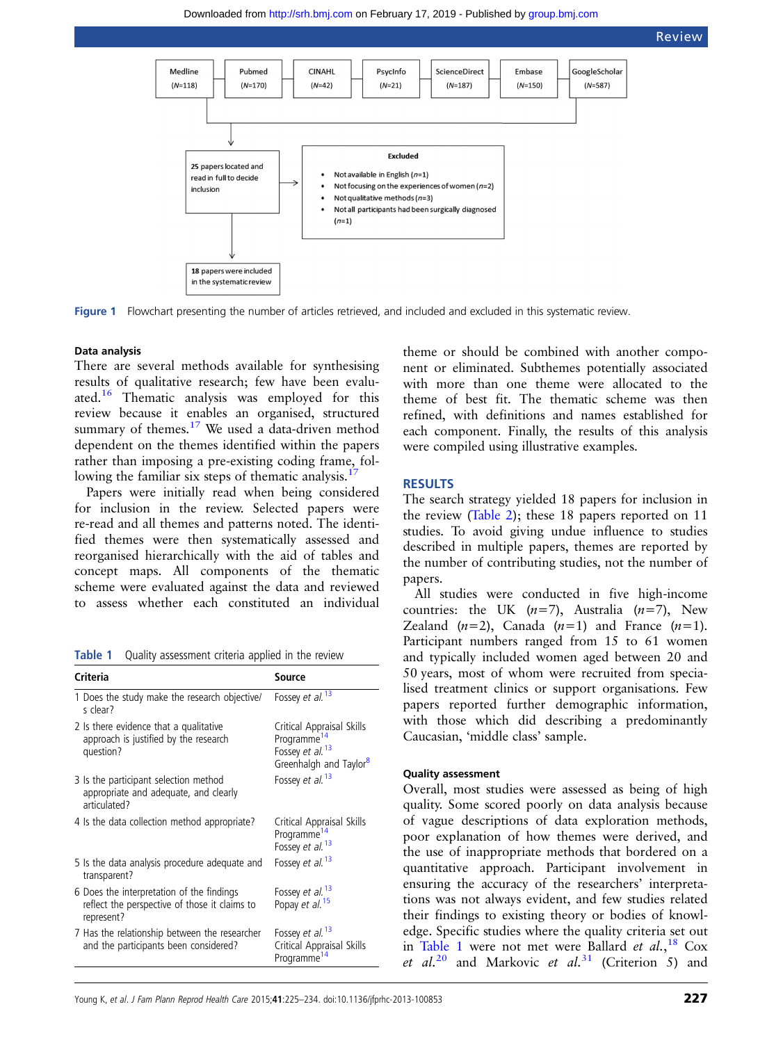Medline (N=118) | Pubmed (N=170) | CINAHL (N=42) | PsycInfo (N=21) | ScienceDirect (N=187) | Embase (N=150) | GoogleScholar (N=587)

25 papers located and read in full to decide inclusion

Excluded

- Not available in English (n=1)
- Not focusing on the experiences of women (n=2)
- Not qualitative methods (n=3)
- Not all participants had been surgically diagnosed (n=1)

18 papers were included in the systematic review

**Figure 1** Flowchart presenting the number of articles retrieved, and included and excluded in this systematic review.

### Data analysis

There are several methods available for synthesising results of qualitative research; few have been evaluated.[16] Thematic analysis was employed for this review because it enables an organised, structured summary of themes.[17] We used a data-driven method dependent on the themes identified within the papers rather than imposing a pre-existing coding frame, following the familiar six steps of thematic analysis.[17]

Papers were initially read when being considered for inclusion in the review. Selected papers were re-read and all themes and patterns noted. The identified themes were then systematically assessed and reorganised hierarchically with the aid of tables and concept maps. All components of the thematic scheme were evaluated against the data and reviewed to assess whether each constituted an individual theme or should be combined with another component or eliminated. Subthemes potentially associated with more than one theme were allocated to the theme of best fit. The thematic scheme was then refined, with definitions and names established for each component. Finally, the results of this analysis were compiled using illustrative examples.

**Table 1** Quality assessment criteria applied in the review

| Criteria | Source |
|---|---|
| 1 Does the study make the research objective/s clear? | Fossey *et al.*[13] |
| 2 Is there evidence that a qualitative approach is justified by the research question? | Critical Appraisal Skills Programme[14] Fossey *et al.*[13] Greenhalgh and Taylor[8] |
| 3 Is the participant selection method appropriate and adequate, and clearly articulated? | Fossey *et al.*[13] |
| 4 Is the data collection method appropriate? | Critical Appraisal Skills Programme[14] Fossey *et al.*[13] |
| 5 Is the data analysis procedure adequate and transparent? | Fossey *et al.*[13] |
| 6 Does the interpretation of the findings reflect the perspective of those it claims to represent? | Fossey *et al.*[13] Popay *et al.*[15] |
| 7 Has the relationship between the researcher and the participants been considered? | Fossey *et al.*[13] Critical Appraisal Skills Programme[14] |

## RESULTS

The search strategy yielded 18 papers for inclusion in the review (Table 2); these 18 papers reported on 11 studies. To avoid giving undue influence to studies described in multiple papers, themes are reported by the number of contributing studies, not the number of papers.

All studies were conducted in five high-income countries: the UK (n=7), Australia (n=7), New Zealand (n=2), Canada (n=1) and France (n=1). Participant numbers ranged from 15 to 61 women and typically included women aged between 20 and 50 years, most of whom were recruited from specialised treatment clinics or support organisations. Few papers reported further demographic information, with those which did describing a predominantly Caucasian, 'middle class' sample.

### Quality assessment

Overall, most studies were assessed as being of high quality. Some scored poorly on data analysis because of vague descriptions of data exploration methods, poor explanation of how themes were derived, and the use of inappropriate methods that bordered on a quantitative approach. Participant involvement in ensuring the accuracy of the researchers' interpretations was not always evident, and few studies related their findings to existing theory or bodies of knowledge. Specific studies where the quality criteria set out in Table 1 were not met were Ballard *et al.*,[18] Cox *et al.*[20] and Markovic *et al.*[31] (Criterion 5) and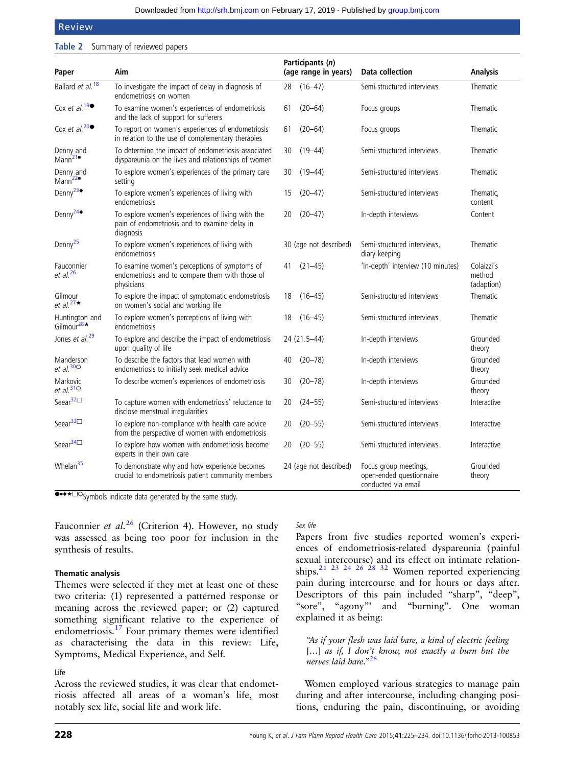**Table 2** Summary of reviewed papers

| Paper | Aim | Participants (*n*) (age range in years) | Data collection | Analysis |
|---|---|---|---|---|
| Ballard *et al.*[18] | To investigate the impact of delay in diagnosis of endometriosis on women | 28 (16–47) | Semi-structured interviews | Thematic |
| Cox *et al.*[19]● | To examine women's experiences of endometriosis and the lack of support for sufferers | 61 (20–64) | Focus groups | Thematic |
| Cox *et al.*[20]● | To report on women's experiences of endometriosis in relation to the use of complementary therapies | 61 (20–64) | Focus groups | Thematic |
| Denny and Mann[21]■ | To determine the impact of endometriosis-associated dyspareunia on the lives and relationships of women | 30 (19–44) | Semi-structured interviews | Thematic |
| Denny and Mann[22]■ | To explore women's experiences of the primary care setting | 30 (19–44) | Semi-structured interviews | Thematic |
| Denny[23]◆ | To explore women's experiences of living with endometriosis | 15 (20–47) | Semi-structured interviews | Thematic, content |
| Denny[24]◆ | To explore women's experiences of living with the pain of endometriosis and to examine delay in diagnosis | 20 (20–47) | In-depth interviews | Content |
| Denny[25] | To explore women's experiences of living with endometriosis | 30 (age not described) | Semi-structured interviews, diary-keeping | Thematic |
| Fauconnier *et al.*[26] | To examine women's perceptions of symptoms of endometriosis and to compare them with those of physicians | 41 (21–45) | 'In-depth' interview (10 minutes) | Colaizzi's method (adaption) |
| Gilmour *et al.*[27]★ | To explore the impact of symptomatic endometriosis on women's social and working life | 18 (16–45) | Semi-structured interviews | Thematic |
| Huntington and Gilmour[28]★ | To explore women's perceptions of living with endometriosis | 18 (16–45) | Semi-structured interviews | Thematic |
| Jones *et al.*[29] | To explore and describe the impact of endometriosis upon quality of life | 24 (21.5–44) | In-depth interviews | Grounded theory |
| Manderson *et al.*[30]○ | To describe the factors that lead women with endometriosis to initially seek medical advice | 40 (20–78) | In-depth interviews | Grounded theory |
| Markovic *et al.*[31]○ | To describe women's experiences of endometriosis | 30 (20–78) | In-depth interviews | Grounded theory |
| Seear[32]□ | To capture women with endometriosis' reluctance to disclose menstrual irregularities | 20 (24–55) | Semi-structured interviews | Interactive |
| Seear[33]□ | To explore non-compliance with health care advice from the perspective of women with endometriosis | 20 (20–55) | Semi-structured interviews | Interactive |
| Seear[34]□ | To explore how women with endometriosis become experts in their own care | 20 (20–55) | Semi-structured interviews | Interactive |
| Whelan[35] | To demonstrate why and how experience becomes crucial to endometriosis patient community members | 24 (age not described) | Focus group meetings, open-ended questionnaire conducted via email | Grounded theory |

●■◆★□○Symbols indicate data generated by the same study.

Fauconnier *et al.*[26] (Criterion 4). However, no study was assessed as being too poor for inclusion in the synthesis of results.

### Thematic analysis

Themes were selected if they met at least one of these two criteria: (1) represented a patterned response or meaning across the reviewed paper; or (2) captured something significant relative to the experience of endometriosis.[17] Four primary themes were identified as characterising the data in this review: Life, Symptoms, Medical Experience, and Self.

#### Life

Across the reviewed studies, it was clear that endometriosis affected all areas of a woman's life, most notably sex life, social life and work life.

##### *Sex life*

Papers from five studies reported women's experiences of endometriosis-related dyspareunia (painful sexual intercourse) and its effect on intimate relationships.[21 23 24 26 28 32] Women reported experiencing pain during intercourse and for hours or days after. Descriptors of this pain included "sharp", "deep", "sore", "agony"' and "burning". One woman explained it as being:

> *"As if your flesh was laid bare, a kind of electric feeling […] as if, I don't know, not exactly a burn but the nerves laid bare."*[26]

Women employed various strategies to manage pain during and after intercourse, including changing positions, enduring the pain, discontinuing, or avoiding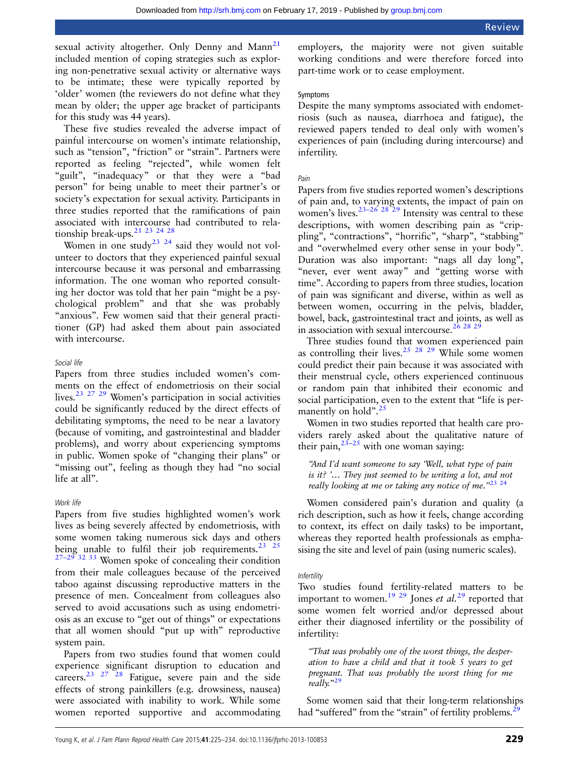sexual activity altogether. Only Denny and Mann[21] included mention of coping strategies such as exploring non-penetrative sexual activity or alternative ways to be intimate; these were typically reported by 'older' women (the reviewers do not define what they mean by older; the upper age bracket of participants for this study was 44 years).

These five studies revealed the adverse impact of painful intercourse on women's intimate relationship, such as "tension", "friction" or "strain". Partners were reported as feeling "rejected", while women felt "guilt", "inadequacy" or that they were a "bad person" for being unable to meet their partner's or society's expectation for sexual activity. Participants in three studies reported that the ramifications of pain associated with intercourse had contributed to relationship break-ups.[21 23 24 28]

Women in one study[23 24] said they would not volunteer to doctors that they experienced painful sexual intercourse because it was personal and embarrassing information. The one woman who reported consulting her doctor was told that her pain "might be a psychological problem" and that she was probably "anxious". Few women said that their general practitioner (GP) had asked them about pain associated with intercourse.

#### *Social life*

Papers from three studies included women's comments on the effect of endometriosis on their social lives.[23 27 29] Women's participation in social activities could be significantly reduced by the direct effects of debilitating symptoms, the need to be near a lavatory (because of vomiting, and gastrointestinal and bladder problems), and worry about experiencing symptoms in public. Women spoke of "changing their plans" or "missing out", feeling as though they had "no social life at all".

#### *Work life*

Papers from five studies highlighted women's work lives as being severely affected by endometriosis, with some women taking numerous sick days and others being unable to fulfil their job requirements.[23 25 27–29 32 33] Women spoke of concealing their condition from their male colleagues because of the perceived taboo against discussing reproductive matters in the presence of men. Concealment from colleagues also served to avoid accusations such as using endometriosis as an excuse to "get out of things" or expectations that all women should "put up with" reproductive system pain.

Papers from two studies found that women could experience significant disruption to education and careers.[23 27 28] Fatigue, severe pain and the side effects of strong painkillers (e.g. drowsiness, nausea) were associated with inability to work. While some women reported supportive and accommodating employers, the majority were not given suitable working conditions and were therefore forced into part-time work or to cease employment.

### Symptoms

Despite the many symptoms associated with endometriosis (such as nausea, diarrhoea and fatigue), the reviewed papers tended to deal only with women's experiences of pain (including during intercourse) and infertility.

#### *Pain*

Papers from five studies reported women's descriptions of pain and, to varying extents, the impact of pain on women's lives.[23–26 28 29] Intensity was central to these descriptions, with women describing pain as "crippling", "contractions", "horrific", "sharp", "stabbing" and "overwhelmed every other sense in your body". Duration was also important: "nags all day long", "never, ever went away" and "getting worse with time". According to papers from three studies, location of pain was significant and diverse, within as well as between women, occurring in the pelvis, bladder, bowel, back, gastrointestinal tract and joints, as well as in association with sexual intercourse.[26 28 29]

Three studies found that women experienced pain as controlling their lives.[25 28 29] While some women could predict their pain because it was associated with their menstrual cycle, others experienced continuous or random pain that inhibited their economic and social participation, even to the extent that "life is permanently on hold".[25]

Women in two studies reported that health care providers rarely asked about the qualitative nature of their pain,[23–25] with one woman saying:

> *"And I'd want someone to say 'Well, what type of pain is it? '… They just seemed to be writing a lot, and not really looking at me or taking any notice of me."*[23 24]

Women considered pain's duration and quality (a rich description, such as how it feels, change according to context, its effect on daily tasks) to be important, whereas they reported health professionals as emphasising the site and level of pain (using numeric scales).

#### *Infertility*

Two studies found fertility-related matters to be important to women.[19 29] Jones *et al.*[29] reported that some women felt worried and/or depressed about either their diagnosed infertility or the possibility of infertility:

> *"That was probably one of the worst things, the desperation to have a child and that it took 5 years to get pregnant. That was probably the worst thing for me really."*[29]

Some women said that their long-term relationships had "suffered" from the "strain" of fertility problems.[29]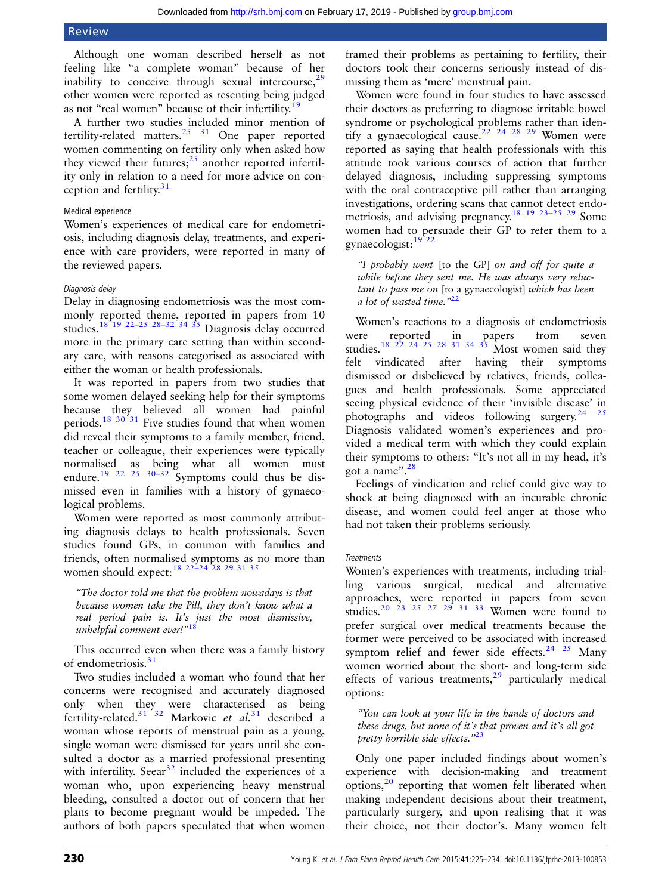Although one woman described herself as not feeling like "a complete woman" because of her inability to conceive through sexual intercourse,[29] other women were reported as resenting being judged as not "real women" because of their infertility.[19]

A further two studies included minor mention of fertility-related matters.[25 31] One paper reported women commenting on fertility only when asked how they viewed their futures;[25] another reported infertility only in relation to a need for more advice on conception and fertility.[31]

### Medical experience

Women's experiences of medical care for endometriosis, including diagnosis delay, treatments, and experience with care providers, were reported in many of the reviewed papers.

#### *Diagnosis delay*

Delay in diagnosing endometriosis was the most commonly reported theme, reported in papers from 10 studies.[18 19 22–25 28–32 34 35] Diagnosis delay occurred more in the primary care setting than within secondary care, with reasons categorised as associated with either the woman or health professionals.

It was reported in papers from two studies that some women delayed seeking help for their symptoms because they believed all women had painful periods.[18 30 31] Five studies found that when women did reveal their symptoms to a family member, friend, teacher or colleague, their experiences were typically normalised as being what all women must endure.[19 22 25 30–32] Symptoms could thus be dismissed even in families with a history of gynaecological problems.

Women were reported as most commonly attributing diagnosis delays to health professionals. Seven studies found GPs, in common with families and friends, often normalised symptoms as no more than women should expect:[18 22–24 28 29 31 35]

> *"The doctor told me that the problem nowadays is that because women take the Pill, they don't know what a real period pain is. It's just the most dismissive, unhelpful comment ever!"*[18]

This occurred even when there was a family history of endometriosis.[31]

Two studies included a woman who found that her concerns were recognised and accurately diagnosed only when they were characterised as being fertility-related.[31 32] Markovic *et al.*[31] described a woman whose reports of menstrual pain as a young, single woman were dismissed for years until she consulted a doctor as a married professional presenting with infertility. Seear[32] included the experiences of a woman who, upon experiencing heavy menstrual bleeding, consulted a doctor out of concern that her plans to become pregnant would be impeded. The authors of both papers speculated that when women framed their problems as pertaining to fertility, their doctors took their concerns seriously instead of dismissing them as 'mere' menstrual pain.

Women were found in four studies to have assessed their doctors as preferring to diagnose irritable bowel syndrome or psychological problems rather than identify a gynaecological cause.[22 24 28 29] Women were reported as saying that health professionals with this attitude took various courses of action that further delayed diagnosis, including suppressing symptoms with the oral contraceptive pill rather than arranging investigations, ordering scans that cannot detect endometriosis, and advising pregnancy.[18 19 23–25 29] Some women had to persuade their GP to refer them to a gynaecologist:[19 22]

> *"I probably went* [to the GP] *on and off for quite a while before they sent me. He was always very reluctant to pass me on* [to a gynaecologist] *which has been a lot of wasted time."*[22]

Women's reactions to a diagnosis of endometriosis were reported in papers from seven studies.[18 22 24 25 28 31 34 35] Most women said they felt vindicated after having their symptoms dismissed or disbelieved by relatives, friends, colleagues and health professionals. Some appreciated seeing physical evidence of their 'invisible disease' in photographs and videos following surgery.[24 25] Diagnosis validated women's experiences and provided a medical term with which they could explain their symptoms to others: "It's not all in my head, it's got a name".[28]

Feelings of vindication and relief could give way to shock at being diagnosed with an incurable chronic disease, and women could feel anger at those who had not taken their problems seriously.

#### *Treatments*

Women's experiences with treatments, including trialling various surgical, medical and alternative approaches, were reported in papers from seven studies.[20 23 25 27 29 31 33] Women were found to prefer surgical over medical treatments because the former were perceived to be associated with increased symptom relief and fewer side effects.[24 25] Many women worried about the short- and long-term side effects of various treatments,[29] particularly medical options:

> *"You can look at your life in the hands of doctors and these drugs, but none of it's that proven and it's all got pretty horrible side effects."*[23]

Only one paper included findings about women's experience with decision-making and treatment options,[20] reporting that women felt liberated when making independent decisions about their treatment, particularly surgery, and upon realising that it was their choice, not their doctor's. Many women felt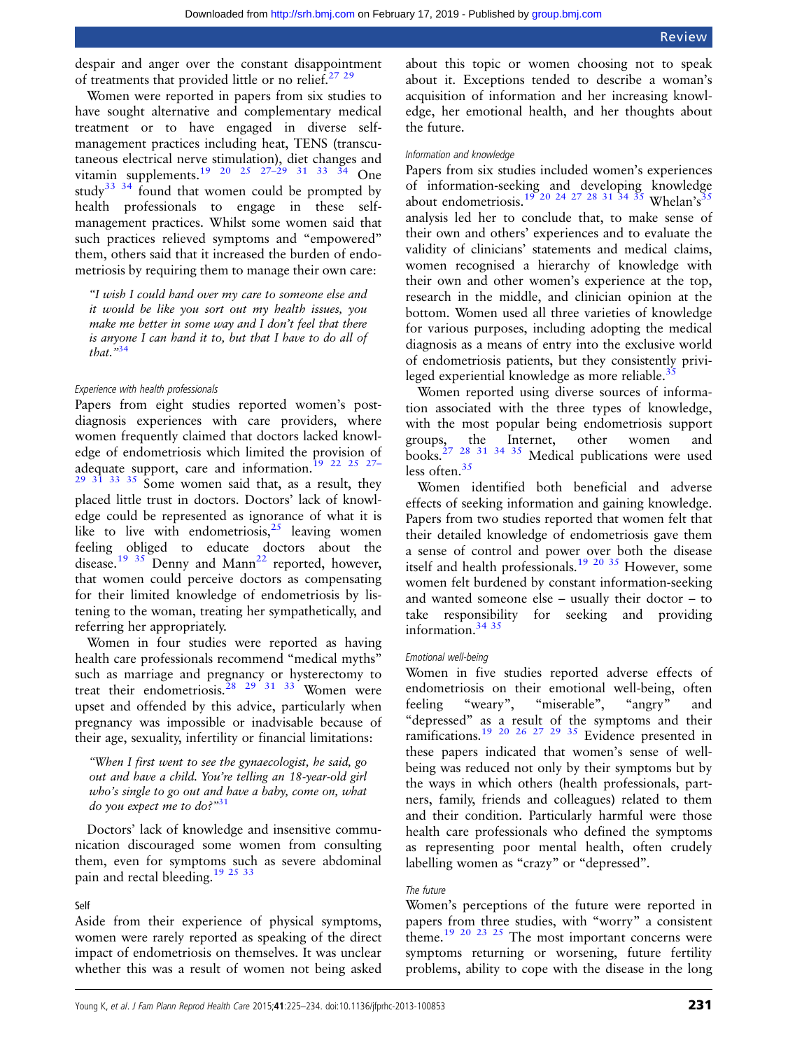despair and anger over the constant disappointment of treatments that provided little or no relief.[27 29]

Women were reported in papers from six studies to have sought alternative and complementary medical treatment or to have engaged in diverse self-management practices including heat, TENS (transcutaneous electrical nerve stimulation), diet changes and vitamin supplements.[19 20 25 27–29 31 33 34] One study[33 34] found that women could be prompted by health professionals to engage in these self-management practices. Whilst some women said that such practices relieved symptoms and "empowered" them, others said that it increased the burden of endometriosis by requiring them to manage their own care:

> *"I wish I could hand over my care to someone else and it would be like you sort out my health issues, you make me better in some way and I don't feel that there is anyone I can hand it to, but that I have to do all of that."*[34]

#### *Experience with health professionals*

Papers from eight studies reported women's post-diagnosis experiences with care providers, where women frequently claimed that doctors lacked knowledge of endometriosis which limited the provision of adequate support, care and information.[19 22 25 27–29 31 33 35] Some women said that, as a result, they placed little trust in doctors. Doctors' lack of knowledge could be represented as ignorance of what it is like to live with endometriosis,[25] leaving women feeling obliged to educate doctors about the disease.[19 35] Denny and Mann[22] reported, however, that women could perceive doctors as compensating for their limited knowledge of endometriosis by listening to the woman, treating her sympathetically, and referring her appropriately.

Women in four studies were reported as having health care professionals recommend "medical myths" such as marriage and pregnancy or hysterectomy to treat their endometriosis.[28 29 31 33] Women were upset and offended by this advice, particularly when pregnancy was impossible or inadvisable because of their age, sexuality, infertility or financial limitations:

> *"When I first went to see the gynaecologist, he said, go out and have a child. You're telling an 18-year-old girl who's single to go out and have a baby, come on, what do you expect me to do?"*[31]

Doctors' lack of knowledge and insensitive communication discouraged some women from consulting them, even for symptoms such as severe abdominal pain and rectal bleeding.[19 25 33]

### Self

Aside from their experience of physical symptoms, women were rarely reported as speaking of the direct impact of endometriosis on themselves. It was unclear whether this was a result of women not being asked about this topic or women choosing not to speak about it. Exceptions tended to describe a woman's acquisition of information and her increasing knowledge, her emotional health, and her thoughts about the future.

#### *Information and knowledge*

Papers from six studies included women's experiences of information-seeking and developing knowledge about endometriosis.[19 20 24 27 28 31 34 35] Whelan's[35] analysis led her to conclude that, to make sense of their own and others' experiences and to evaluate the validity of clinicians' statements and medical claims, women recognised a hierarchy of knowledge with their own and other women's experience at the top, research in the middle, and clinician opinion at the bottom. Women used all three varieties of knowledge for various purposes, including adopting the medical diagnosis as a means of entry into the exclusive world of endometriosis patients, but they consistently privileged experiential knowledge as more reliable.[35]

Women reported using diverse sources of information associated with the three types of knowledge, with the most popular being endometriosis support groups, the Internet, other women and books.[27 28 31 34 35] Medical publications were used less often.[35]

Women identified both beneficial and adverse effects of seeking information and gaining knowledge. Papers from two studies reported that women felt that their detailed knowledge of endometriosis gave them a sense of control and power over both the disease itself and health professionals.[19 20 35] However, some women felt burdened by constant information-seeking and wanted someone else – usually their doctor – to take responsibility for seeking and providing information.[34 35]

#### *Emotional well-being*

Women in five studies reported adverse effects of endometriosis on their emotional well-being, often feeling "weary", "miserable", "angry" and "depressed" as a result of the symptoms and their ramifications.[19 20 26 27 29 35] Evidence presented in these papers indicated that women's sense of well-being was reduced not only by their symptoms but by the ways in which others (health professionals, partners, family, friends and colleagues) related to them and their condition. Particularly harmful were those health care professionals who defined the symptoms as representing poor mental health, often crudely labelling women as "crazy" or "depressed".

#### *The future*

Women's perceptions of the future were reported in papers from three studies, with "worry" a consistent theme.[19 20 23 25] The most important concerns were symptoms returning or worsening, future fertility problems, ability to cope with the disease in the long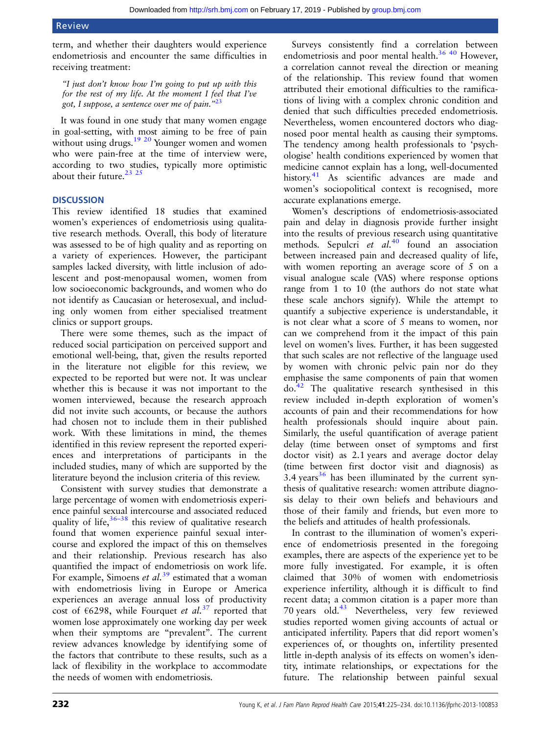term, and whether their daughters would experience endometriosis and encounter the same difficulties in receiving treatment:

> "I just don't know how I'm going to put up with this for the rest of my life. At the moment I feel that I've got, I suppose, a sentence over me of pain."[23]

It was found in one study that many women engage in goal-setting, with most aiming to be free of pain without using drugs.[19 20] Younger women and women who were pain-free at the time of interview were, according to two studies, typically more optimistic about their future.[23 25]

## DISCUSSION

This review identified 18 studies that examined women's experiences of endometriosis using qualitative research methods. Overall, this body of literature was assessed to be of high quality and as reporting on a variety of experiences. However, the participant samples lacked diversity, with little inclusion of adolescent and post-menopausal women, women from low socioeconomic backgrounds, and women who do not identify as Caucasian or heterosexual, and including only women from either specialised treatment clinics or support groups.

There were some themes, such as the impact of reduced social participation on perceived support and emotional well-being, that, given the results reported in the literature not eligible for this review, we expected to be reported but were not. It was unclear whether this is because it was not important to the women interviewed, because the research approach did not invite such accounts, or because the authors had chosen not to include them in their published work. With these limitations in mind, the themes identified in this review represent the reported experiences and interpretations of participants in the included studies, many of which are supported by the literature beyond the inclusion criteria of this review.

Consistent with survey studies that demonstrate a large percentage of women with endometriosis experience painful sexual intercourse and associated reduced quality of life,[36–38] this review of qualitative research found that women experience painful sexual intercourse and explored the impact of this on themselves and their relationship. Previous research has also quantified the impact of endometriosis on work life. For example, Simoens *et al.*[39] estimated that a woman with endometriosis living in Europe or America experiences an average annual loss of productivity cost of €6298, while Fourquet *et al.*[37] reported that women lose approximately one working day per week when their symptoms are "prevalent". The current review advances knowledge by identifying some of the factors that contribute to these results, such as a lack of flexibility in the workplace to accommodate the needs of women with endometriosis.

Surveys consistently find a correlation between endometriosis and poor mental health.[36 40] However, a correlation cannot reveal the direction or meaning of the relationship. This review found that women attributed their emotional difficulties to the ramifications of living with a complex chronic condition and denied that such difficulties preceded endometriosis. Nevertheless, women encountered doctors who diagnosed poor mental health as causing their symptoms. The tendency among health professionals to 'psychologise' health conditions experienced by women that medicine cannot explain has a long, well-documented history.[41] As scientific advances are made and women's sociopolitical context is recognised, more accurate explanations emerge.

Women's descriptions of endometriosis-associated pain and delay in diagnosis provide further insight into the results of previous research using quantitative methods. Sepulcri *et al.*[40] found an association between increased pain and decreased quality of life, with women reporting an average score of 5 on a visual analogue scale (VAS) where response options range from 1 to 10 (the authors do not state what these scale anchors signify). While the attempt to quantify a subjective experience is understandable, it is not clear what a score of 5 means to women, nor can we comprehend from it the impact of this pain level on women's lives. Further, it has been suggested that such scales are not reflective of the language used by women with chronic pelvic pain nor do they emphasise the same components of pain that women do.[42] The qualitative research synthesised in this review included in-depth exploration of women's accounts of pain and their recommendations for how health professionals should inquire about pain. Similarly, the useful quantification of average patient delay (time between onset of symptoms and first doctor visit) as 2.1 years and average doctor delay (time between first doctor visit and diagnosis) as 3.4 years[36] has been illuminated by the current synthesis of qualitative research: women attribute diagnosis delay to their own beliefs and behaviours and those of their family and friends, but even more to the beliefs and attitudes of health professionals.

In contrast to the illumination of women's experience of endometriosis presented in the foregoing examples, there are aspects of the experience yet to be more fully investigated. For example, it is often claimed that 30% of women with endometriosis experience infertility, although it is difficult to find recent data; a common citation is a paper more than 70 years old.[43] Nevertheless, very few reviewed studies reported women giving accounts of actual or anticipated infertility. Papers that did report women's experiences of, or thoughts on, infertility presented little in-depth analysis of its effects on women's identity, intimate relationships, or expectations for the future. The relationship between painful sexual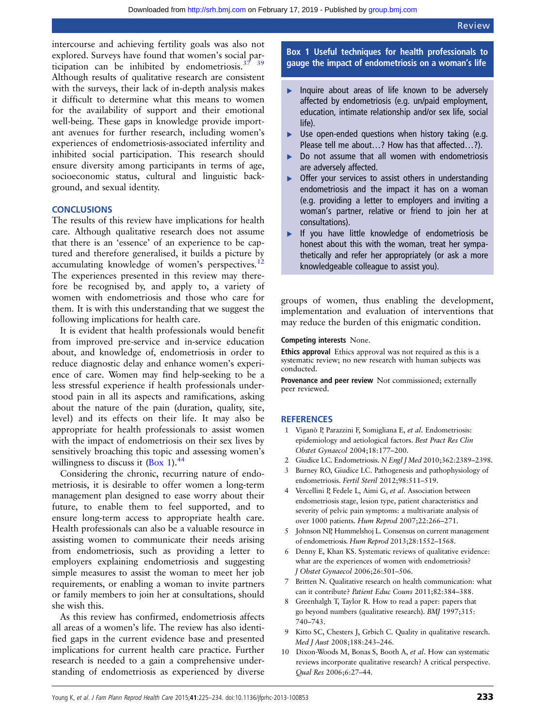intercourse and achieving fertility goals was also not explored. Surveys have found that women's social participation can be inhibited by endometriosis.[37 39] Although results of qualitative research are consistent with the surveys, their lack of in-depth analysis makes it difficult to determine what this means to women for the availability of support and their emotional well-being. These gaps in knowledge provide important avenues for further research, including women's experiences of endometriosis-associated infertility and inhibited social participation. This research should ensure diversity among participants in terms of age, socioeconomic status, cultural and linguistic background, and sexual identity.

## CONCLUSIONS

The results of this review have implications for health care. Although qualitative research does not assume that there is an 'essence' of an experience to be captured and therefore generalised, it builds a picture by accumulating knowledge of women's perspectives.[12] The experiences presented in this review may therefore be recognised by, and apply to, a variety of women with endometriosis and those who care for them. It is with this understanding that we suggest the following implications for health care.

It is evident that health professionals would benefit from improved pre-service and in-service education about, and knowledge of, endometriosis in order to reduce diagnostic delay and enhance women's experience of care. Women may find help-seeking to be a less stressful experience if health professionals understood pain in all its aspects and ramifications, asking about the nature of the pain (duration, quality, site, level) and its effects on their life. It may also be appropriate for health professionals to assist women with the impact of endometriosis on their sex lives by sensitively broaching this topic and assessing women's willingness to discuss it (Box 1).[44]

Considering the chronic, recurring nature of endometriosis, it is desirable to offer women a long-term management plan designed to ease worry about their future, to enable them to feel supported, and to ensure long-term access to appropriate health care. Health professionals can also be a valuable resource in assisting women to communicate their needs arising from endometriosis, such as providing a letter to employers explaining endometriosis and suggesting simple measures to assist the woman to meet her job requirements, or enabling a woman to invite partners or family members to join her at consultations, should she wish this.

As this review has confirmed, endometriosis affects all areas of a women's life. The review has also identified gaps in the current evidence base and presented implications for current health care practice. Further research is needed to a gain a comprehensive understanding of endometriosis as experienced by diverse groups of women, thus enabling the development, implementation and evaluation of interventions that may reduce the burden of this enigmatic condition.

**Box 1 Useful techniques for health professionals to gauge the impact of endometriosis on a woman's life**

- Inquire about areas of life known to be adversely affected by endometriosis (e.g. un/paid employment, education, intimate relationship and/or sex life, social life).
- Use open-ended questions when history taking (e.g. Please tell me about…? How has that affected…?).
- Do not assume that all women with endometriosis are adversely affected.
- Offer your services to assist others in understanding endometriosis and the impact it has on a woman (e.g. providing a letter to employers and inviting a woman's partner, relative or friend to join her at consultations).
- If you have little knowledge of endometriosis be honest about this with the woman, treat her sympathetically and refer her appropriately (or ask a more knowledgeable colleague to assist you).

**Competing interests** None.

**Ethics approval** Ethics approval was not required as this is a systematic review; no new research with human subjects was conducted.

**Provenance and peer review** Not commissioned; externally peer reviewed.

## REFERENCES

1. Viganò P, Parazzini F, Somigliana E, *et al*. Endometriosis: epidemiology and aetiological factors. *Best Pract Res Clin Obstet Gynaecol* 2004;18:177–200.
2. Giudice LC. Endometriosis. *N Engl J Med* 2010;362:2389–2398.
3. Burney RO, Giudice LC. Pathogenesis and pathophysiology of endometriosis. *Fertil Steril* 2012;98:511–519.
4. Vercellini P, Fedele L, Aimi G, *et al*. Association between endometriosis stage, lesion type, patient characteristics and severity of pelvic pain symptoms: a multivariate analysis of over 1000 patients. *Hum Reprod* 2007;22:266–271.
5. Johnson NP, Hummelshoj L. Consensus on current management of endometriosis. *Hum Reprod* 2013;28:1552–1568.
6. Denny E, Khan KS. Systematic reviews of qualitative evidence: what are the experiences of women with endometriosis? *J Obstet Gynaecol* 2006;26:501–506.
7. Britten N. Qualitative research on health communication: what can it contribute? *Patient Educ Couns* 2011;82:384–388.
8. Greenhalgh T, Taylor R. How to read a paper: papers that go beyond numbers (qualitative research). *BMJ* 1997;315: 740–743.
9. Kitto SC, Chesters J, Grbich C. Quality in qualitative research. *Med J Aust* 2008;188:243–246.
10. Dixon-Woods M, Bonas S, Booth A, *et al*. How can systematic reviews incorporate qualitative research? A critical perspective. *Qual Res* 2006;6:27–44.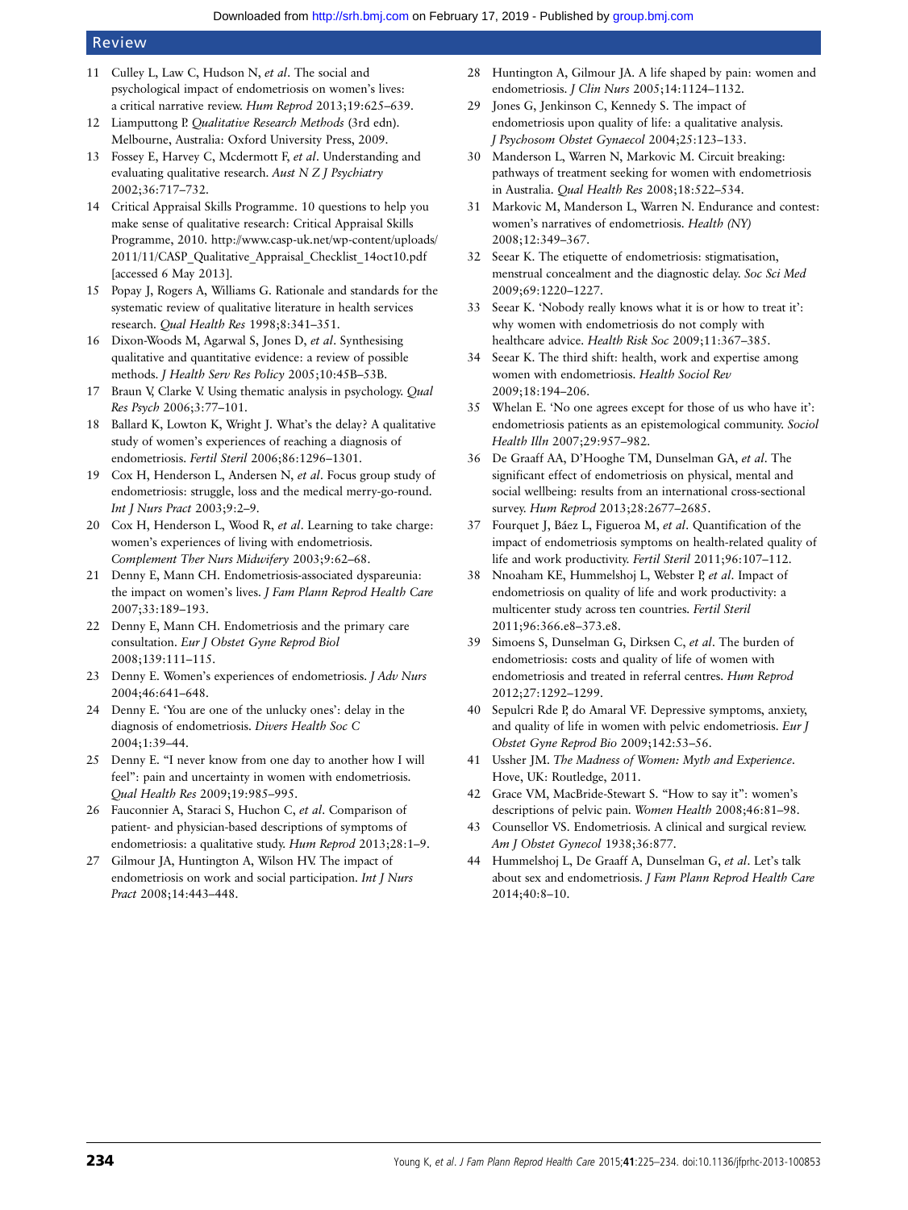11 Culley L, Law C, Hudson N, *et al*. The social and psychological impact of endometriosis on women's lives: a critical narrative review. *Hum Reprod* 2013;19:625–639.

12 Liamputtong P. *Qualitative Research Methods* (3rd edn). Melbourne, Australia: Oxford University Press, 2009.

13 Fossey E, Harvey C, Mcdermott F, *et al*. Understanding and evaluating qualitative research. *Aust N Z J Psychiatry* 2002;36:717–732.

14 Critical Appraisal Skills Programme. 10 questions to help you make sense of qualitative research: Critical Appraisal Skills Programme, 2010. http://www.casp-uk.net/wp-content/uploads/2011/11/CASP_Qualitative_Appraisal_Checklist_14oct10.pdf [accessed 6 May 2013].

15 Popay J, Rogers A, Williams G. Rationale and standards for the systematic review of qualitative literature in health services research. *Qual Health Res* 1998;8:341–351.

16 Dixon-Woods M, Agarwal S, Jones D, *et al*. Synthesising qualitative and quantitative evidence: a review of possible methods. *J Health Serv Res Policy* 2005;10:45B–53B.

17 Braun V, Clarke V. Using thematic analysis in psychology. *Qual Res Psych* 2006;3:77–101.

18 Ballard K, Lowton K, Wright J. What's the delay? A qualitative study of women's experiences of reaching a diagnosis of endometriosis. *Fertil Steril* 2006;86:1296–1301.

19 Cox H, Henderson L, Andersen N, *et al*. Focus group study of endometriosis: struggle, loss and the medical merry-go-round. *Int J Nurs Pract* 2003;9:2–9.

20 Cox H, Henderson L, Wood R, *et al*. Learning to take charge: women's experiences of living with endometriosis. *Complement Ther Nurs Midwifery* 2003;9:62–68.

21 Denny E, Mann CH. Endometriosis-associated dyspareunia: the impact on women's lives. *J Fam Plann Reprod Health Care* 2007;33:189–193.

22 Denny E, Mann CH. Endometriosis and the primary care consultation. *Eur J Obstet Gyne Reprod Biol* 2008;139:111–115.

23 Denny E. Women's experiences of endometriosis. *J Adv Nurs* 2004;46:641–648.

24 Denny E. 'You are one of the unlucky ones': delay in the diagnosis of endometriosis. *Divers Health Soc C* 2004;1:39–44.

25 Denny E. "I never know from one day to another how I will feel": pain and uncertainty in women with endometriosis. *Qual Health Res* 2009;19:985–995.

26 Fauconnier A, Staraci S, Huchon C, *et al*. Comparison of patient- and physician-based descriptions of symptoms of endometriosis: a qualitative study. *Hum Reprod* 2013;28:1–9.

27 Gilmour JA, Huntington A, Wilson HV. The impact of endometriosis on work and social participation. *Int J Nurs Pract* 2008;14:443–448.

28 Huntington A, Gilmour JA. A life shaped by pain: women and endometriosis. *J Clin Nurs* 2005;14:1124–1132.

29 Jones G, Jenkinson C, Kennedy S. The impact of endometriosis upon quality of life: a qualitative analysis. *J Psychosom Obstet Gynaecol* 2004;25:123–133.

30 Manderson L, Warren N, Markovic M. Circuit breaking: pathways of treatment seeking for women with endometriosis in Australia. *Qual Health Res* 2008;18:522–534.

31 Markovic M, Manderson L, Warren N. Endurance and contest: women's narratives of endometriosis. *Health (NY)* 2008;12:349–367.

32 Seear K. The etiquette of endometriosis: stigmatisation, menstrual concealment and the diagnostic delay. *Soc Sci Med* 2009;69:1220–1227.

33 Seear K. 'Nobody really knows what it is or how to treat it': why women with endometriosis do not comply with healthcare advice. *Health Risk Soc* 2009;11:367–385.

34 Seear K. The third shift: health, work and expertise among women with endometriosis. *Health Sociol Rev* 2009;18:194–206.

35 Whelan E. 'No one agrees except for those of us who have it': endometriosis patients as an epistemological community. *Sociol Health Illn* 2007;29:957–982.

36 De Graaff AA, D'Hooghe TM, Dunselman GA, *et al*. The significant effect of endometriosis on physical, mental and social wellbeing: results from an international cross-sectional survey. *Hum Reprod* 2013;28:2677–2685.

37 Fourquet J, Báez L, Figueroa M, *et al*. Quantification of the impact of endometriosis symptoms on health-related quality of life and work productivity. *Fertil Steril* 2011;96:107–112.

38 Nnoaham KE, Hummelshoj L, Webster P, *et al*. Impact of endometriosis on quality of life and work productivity: a multicenter study across ten countries. *Fertil Steril* 2011;96:366.e8–373.e8.

39 Simoens S, Dunselman G, Dirksen C, *et al*. The burden of endometriosis: costs and quality of life of women with endometriosis and treated in referral centres. *Hum Reprod* 2012;27:1292–1299.

40 Sepulcri Rde P, do Amaral VF. Depressive symptoms, anxiety, and quality of life in women with pelvic endometriosis. *Eur J Obstet Gyne Reprod Bio* 2009;142:53–56.

41 Ussher JM. *The Madness of Women: Myth and Experience*. Hove, UK: Routledge, 2011.

42 Grace VM, MacBride-Stewart S. "How to say it": women's descriptions of pelvic pain. *Women Health* 2008;46:81–98.

43 Counsellor VS. Endometriosis. A clinical and surgical review. *Am J Obstet Gynecol* 1938;36:877.

44 Hummelshoj L, De Graaff A, Dunselman G, *et al*. Let's talk about sex and endometriosis. *J Fam Plann Reprod Health Care* 2014;40:8–10.